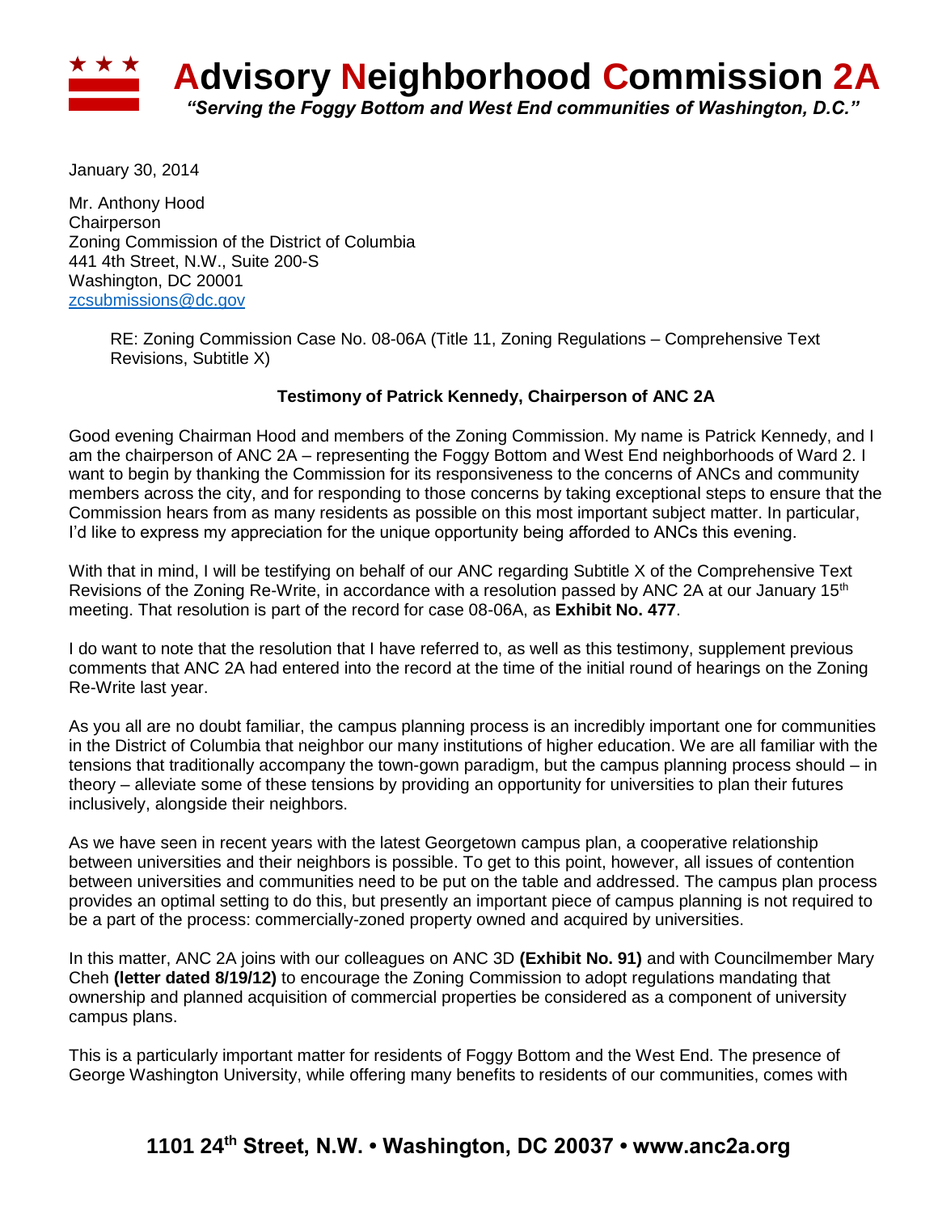# Advisory Neighborhood Commission 2A

*"Serving the Foggy Bottom and West End communities of Washington, D.C."*

January 30, 2014

Mr. Anthony Hood
Chairperson
Zoning Commission of the District of Columbia
441 4th Street, N.W., Suite 200-S
Washington, DC 20001
zcsubmissions@dc.gov

RE: Zoning Commission Case No. 08-06A (Title 11, Zoning Regulations – Comprehensive Text Revisions, Subtitle X)

**Testimony of Patrick Kennedy, Chairperson of ANC 2A**

Good evening Chairman Hood and members of the Zoning Commission. My name is Patrick Kennedy, and I am the chairperson of ANC 2A – representing the Foggy Bottom and West End neighborhoods of Ward 2. I want to begin by thanking the Commission for its responsiveness to the concerns of ANCs and community members across the city, and for responding to those concerns by taking exceptional steps to ensure that the Commission hears from as many residents as possible on this most important subject matter. In particular, I'd like to express my appreciation for the unique opportunity being afforded to ANCs this evening.

With that in mind, I will be testifying on behalf of our ANC regarding Subtitle X of the Comprehensive Text Revisions of the Zoning Re-Write, in accordance with a resolution passed by ANC 2A at our January 15th meeting. That resolution is part of the record for case 08-06A, as **Exhibit No. 477**.

I do want to note that the resolution that I have referred to, as well as this testimony, supplement previous comments that ANC 2A had entered into the record at the time of the initial round of hearings on the Zoning Re-Write last year.

As you all are no doubt familiar, the campus planning process is an incredibly important one for communities in the District of Columbia that neighbor our many institutions of higher education. We are all familiar with the tensions that traditionally accompany the town-gown paradigm, but the campus planning process should – in theory – alleviate some of these tensions by providing an opportunity for universities to plan their futures inclusively, alongside their neighbors.

As we have seen in recent years with the latest Georgetown campus plan, a cooperative relationship between universities and their neighbors is possible. To get to this point, however, all issues of contention between universities and communities need to be put on the table and addressed. The campus plan process provides an optimal setting to do this, but presently an important piece of campus planning is not required to be a part of the process: commercially-zoned property owned and acquired by universities.

In this matter, ANC 2A joins with our colleagues on ANC 3D **(Exhibit No. 91)** and with Councilmember Mary Cheh **(letter dated 8/19/12)** to encourage the Zoning Commission to adopt regulations mandating that ownership and planned acquisition of commercial properties be considered as a component of university campus plans.

This is a particularly important matter for residents of Foggy Bottom and the West End. The presence of George Washington University, while offering many benefits to residents of our communities, comes with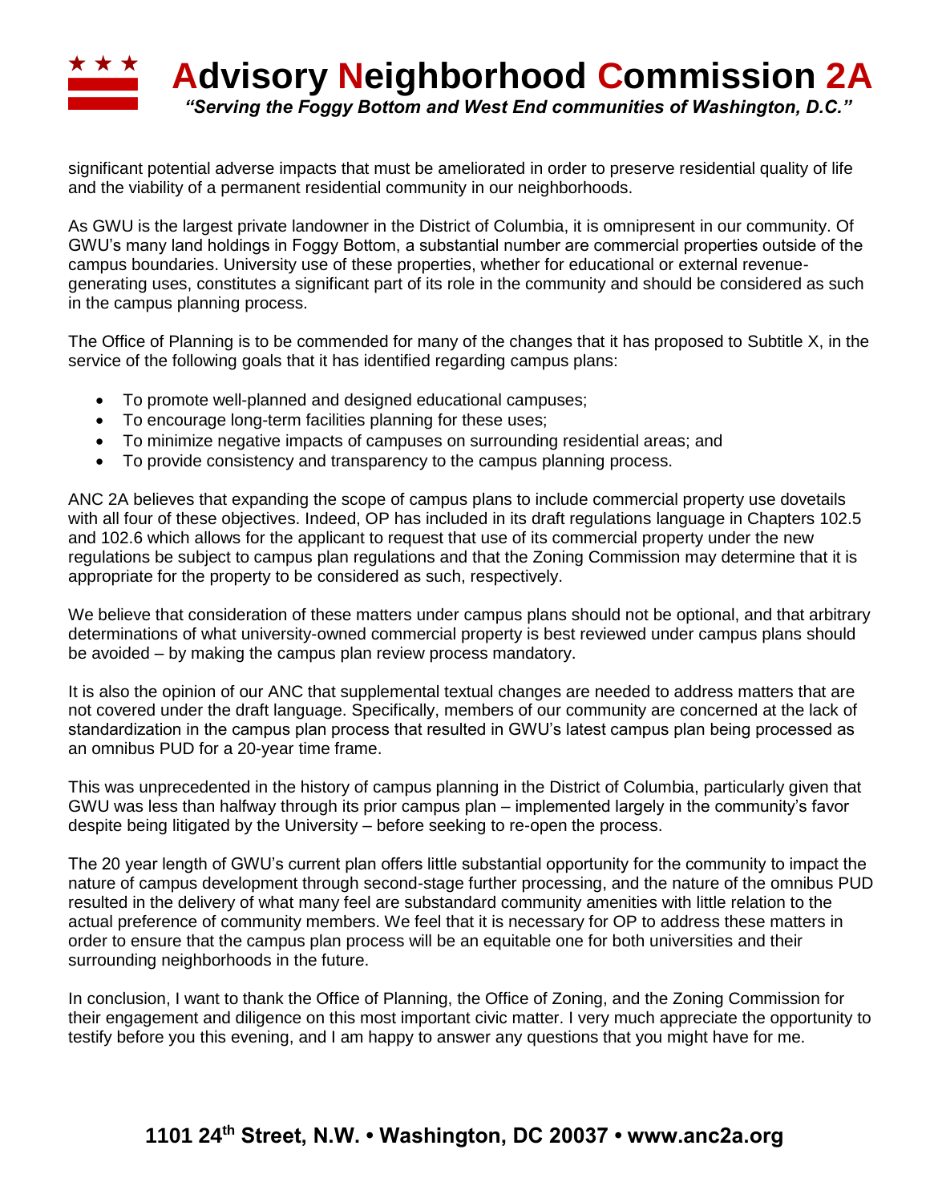significant potential adverse impacts that must be ameliorated in order to preserve residential quality of life and the viability of a permanent residential community in our neighborhoods.

As GWU is the largest private landowner in the District of Columbia, it is omnipresent in our community. Of GWU's many land holdings in Foggy Bottom, a substantial number are commercial properties outside of the campus boundaries. University use of these properties, whether for educational or external revenue-generating uses, constitutes a significant part of its role in the community and should be considered as such in the campus planning process.

The Office of Planning is to be commended for many of the changes that it has proposed to Subtitle X, in the service of the following goals that it has identified regarding campus plans:

- To promote well-planned and designed educational campuses;
- To encourage long-term facilities planning for these uses;
- To minimize negative impacts of campuses on surrounding residential areas; and
- To provide consistency and transparency to the campus planning process.

ANC 2A believes that expanding the scope of campus plans to include commercial property use dovetails with all four of these objectives. Indeed, OP has included in its draft regulations language in Chapters 102.5 and 102.6 which allows for the applicant to request that use of its commercial property under the new regulations be subject to campus plan regulations and that the Zoning Commission may determine that it is appropriate for the property to be considered as such, respectively.

We believe that consideration of these matters under campus plans should not be optional, and that arbitrary determinations of what university-owned commercial property is best reviewed under campus plans should be avoided – by making the campus plan review process mandatory.

It is also the opinion of our ANC that supplemental textual changes are needed to address matters that are not covered under the draft language. Specifically, members of our community are concerned at the lack of standardization in the campus plan process that resulted in GWU's latest campus plan being processed as an omnibus PUD for a 20-year time frame.

This was unprecedented in the history of campus planning in the District of Columbia, particularly given that GWU was less than halfway through its prior campus plan – implemented largely in the community's favor despite being litigated by the University – before seeking to re-open the process.

The 20 year length of GWU's current plan offers little substantial opportunity for the community to impact the nature of campus development through second-stage further processing, and the nature of the omnibus PUD resulted in the delivery of what many feel are substandard community amenities with little relation to the actual preference of community members. We feel that it is necessary for OP to address these matters in order to ensure that the campus plan process will be an equitable one for both universities and their surrounding neighborhoods in the future.

In conclusion, I want to thank the Office of Planning, the Office of Zoning, and the Zoning Commission for their engagement and diligence on this most important civic matter. I very much appreciate the opportunity to testify before you this evening, and I am happy to answer any questions that you might have for me.